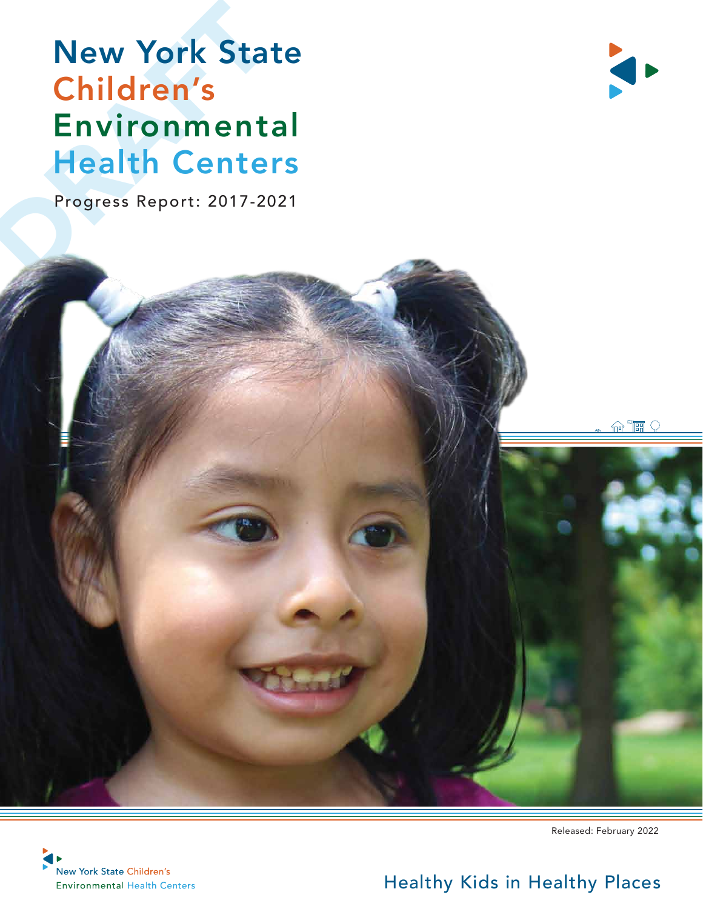# New York State Children's Environmental Health Centers

Progress Report: 2017-2021

DRAFT

Released: February 2022

New York State Children's Environmental Health Centers

Healthy Kids in Healthy Places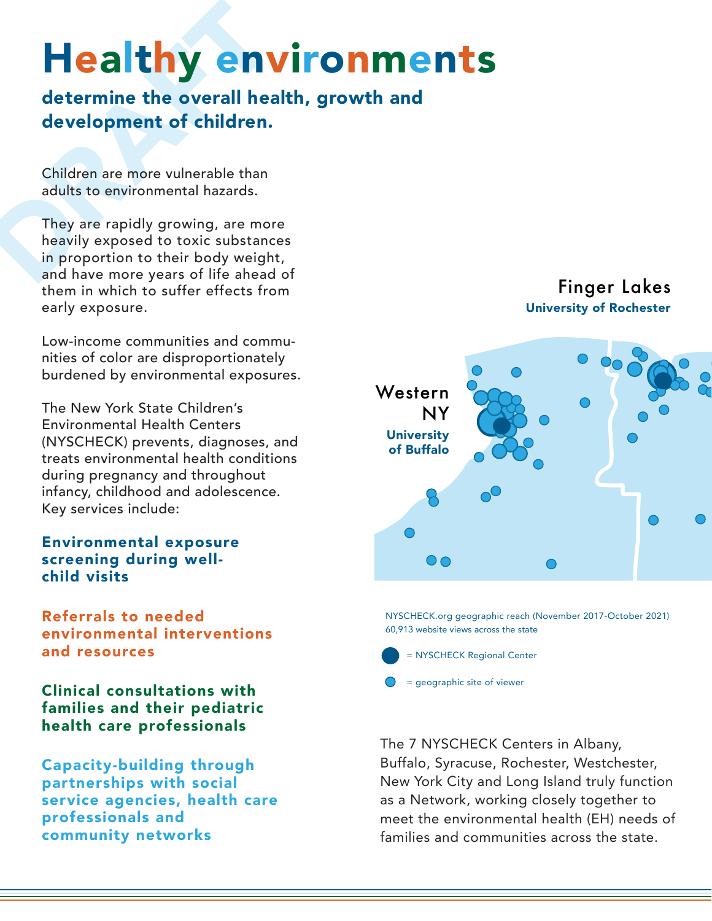# Healthy environments

## determine the overall health, growth and development of children.

Children are more vulnerable than adults to environmental hazards.

They are rapidly growing, are more heavily exposed to toxic substances in proportion to their body weight, and have more years of life ahead of them in which to suffer effects from early exposure.

Low-income communities and communities of color are disproportionately burdened by environmental exposures.

The New York State Children's Environmental Health Centers (NYSCHECK) prevents, diagnoses, and treats environmental health conditions during pregnancy and throughout infancy, childhood and adolescence. Key services include:

**Environmental exposure screening during well-child visits**

**Referrals to needed environmental interventions and resources**

**Clinical consultations with families and their pediatric health care professionals**

**Capacity-building through partnerships with social service agencies, health care professionals and community networks**

Finger Lakes
**University of Rochester**

Western NY
**University of Buffalo**

NYSCHECK.org geographic reach (November 2017-October 2021)
60,913 website views across the state

= NYSCHECK Regional Center

= geographic site of viewer

The 7 NYSCHECK Centers in Albany, Buffalo, Syracuse, Rochester, Westchester, New York City and Long Island truly function as a Network, working closely together to meet the environmental health (EH) needs of families and communities across the state.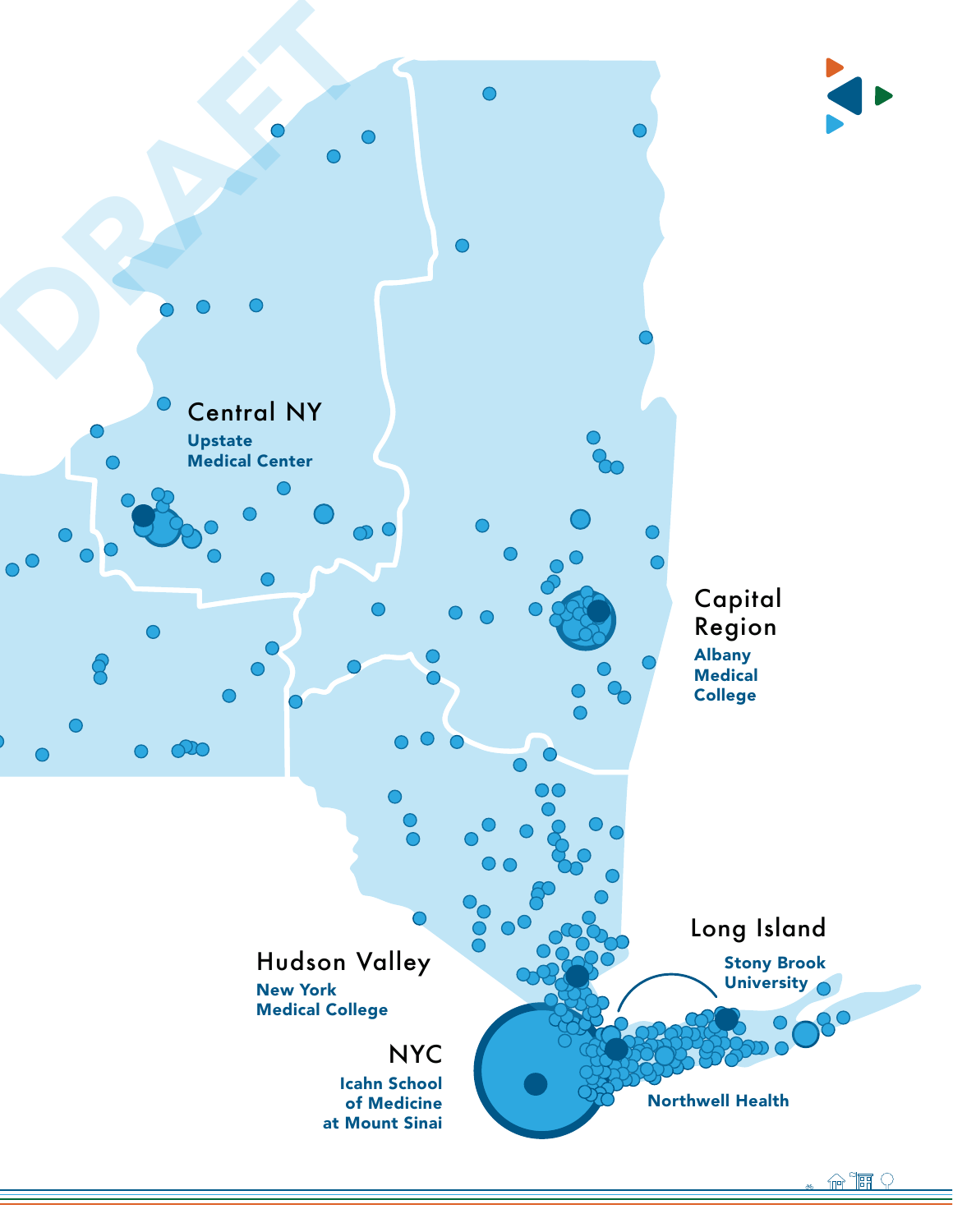DRAFT

Central NY

**Upstate Medical Center**

Capital Region

**Albany Medical College**

Long Island

**Stony Brook University**

Hudson Valley

**New York Medical College**

NYC

**Icahn School of Medicine at Mount Sinai**

**Northwell Health**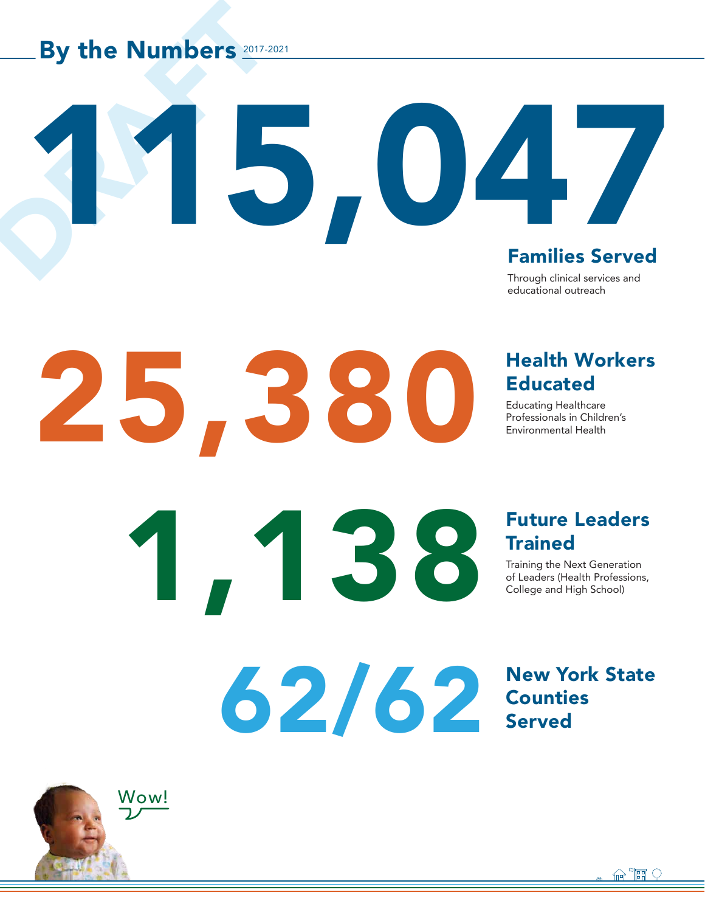## By the Numbers 2017-2021

# 115,047

**Families Served**

Through clinical services and educational outreach

# 25,380

**Health Workers Educated**

Educating Healthcare Professionals in Children's Environmental Health

# 1,138

**Future Leaders Trained**

Training the Next Generation of Leaders (Health Professions, College and High School)

# 62/62

**New York State Counties Served**

Wow!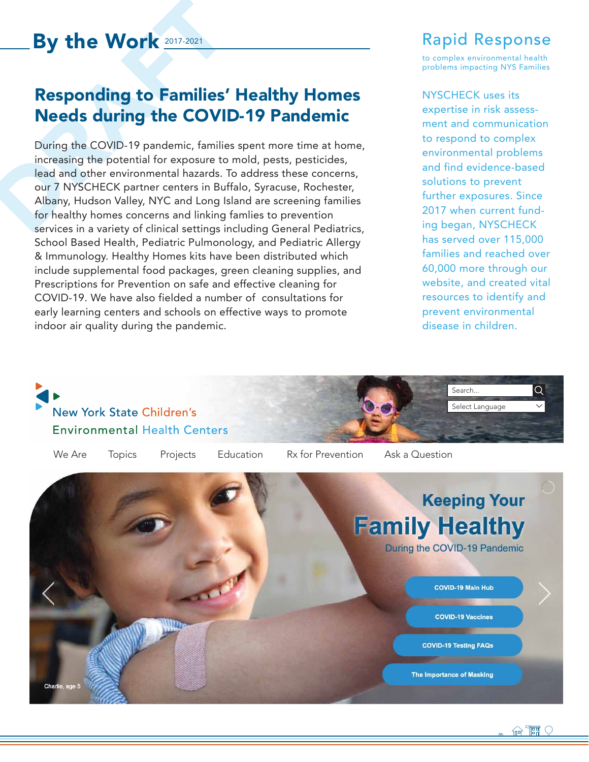# By the Work 2017-2021

## Responding to Families' Healthy Homes Needs during the COVID-19 Pandemic

During the COVID-19 pandemic, families spent more time at home, increasing the potential for exposure to mold, pests, pesticides, lead and other environmental hazards. To address these concerns, our 7 NYSCHECK partner centers in Buffalo, Syracuse, Rochester, Albany, Hudson Valley, NYC and Long Island are screening families for healthy homes concerns and linking famlies to prevention services in a variety of clinical settings including General Pediatrics, School Based Health, Pediatric Pulmonology, and Pediatric Allergy & Immunology. Healthy Homes kits have been distributed which include supplemental food packages, green cleaning supplies, and Prescriptions for Prevention on safe and effective cleaning for COVID-19. We have also fielded a number of consultations for early learning centers and schools on effective ways to promote indoor air quality during the pandemic.

## Rapid Response

to complex environmental health problems impacting NYS Families

NYSCHECK uses its expertise in risk assessment and communication to respond to complex environmental problems and find evidence-based solutions to prevent further exposures. Since 2017 when current funding began, NYSCHECK has served over 115,000 families and reached over 60,000 more through our website, and created vital resources to identify and prevent environmental disease in children.

New York State Children's Environmental Health Centers

Search...

Select Language

We Are | Topics | Projects | Education | Rx for Prevention | Ask a Question

Keeping Your Family Healthy

During the COVID-19 Pandemic

COVID-19 Main Hub

COVID-19 Vaccines

COVID-19 Testing FAQs

The Importance of Masking

Charlie, age 5